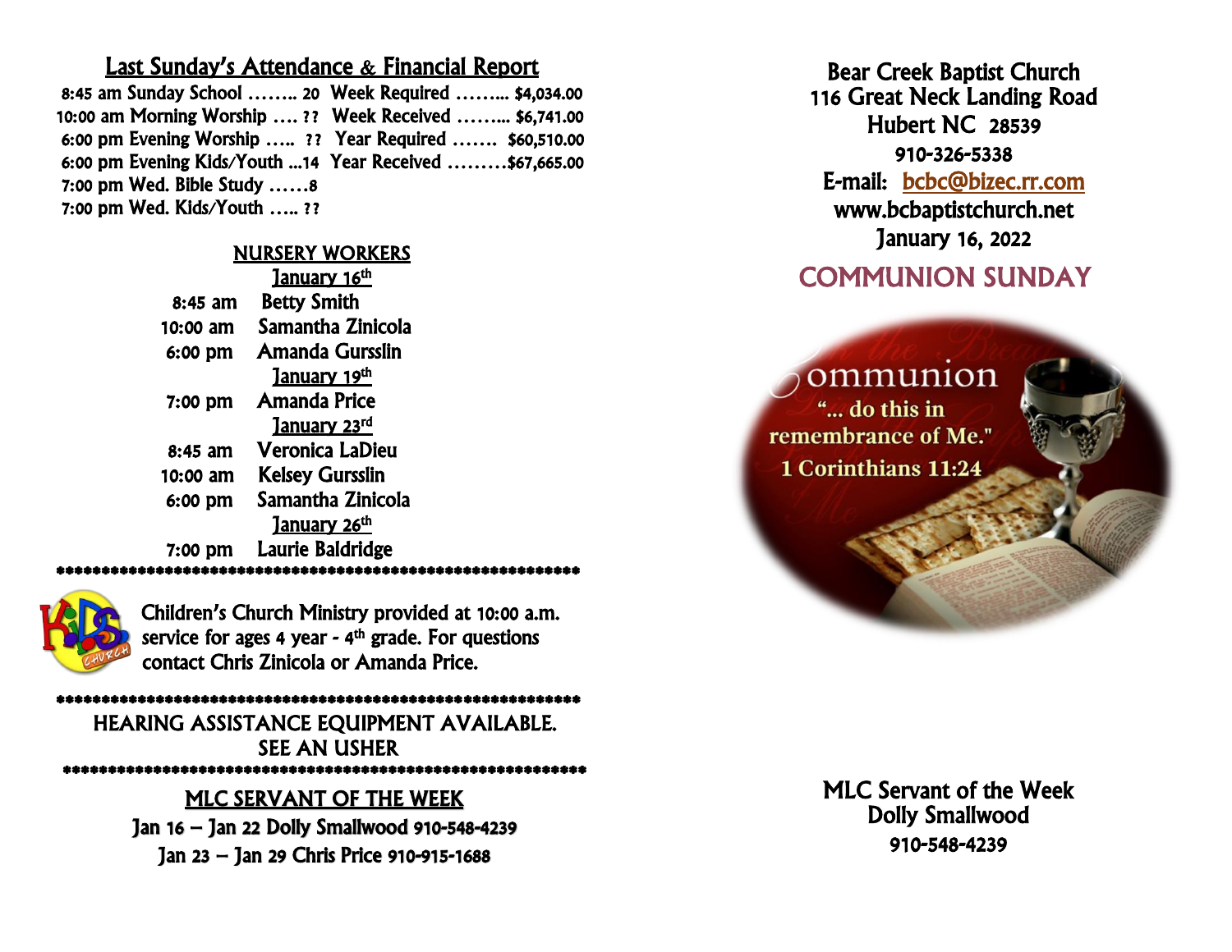## Last Sunday's Attendance & Financial Report

| | | | |
|---|---|---|---|
| 8:45 am Sunday School | 20 | Week Required | $4,034.00 |
| 10:00 am Morning Worship | ?? | Week Received | $6,741.00 |
| 6:00 pm Evening Worship | ?? | Year Required | $60,510.00 |
| 6:00 pm Evening Kids/Youth | 14 | Year Received | $67,665.00 |
| 7:00 pm Wed. Bible Study | 8 | | |
| 7:00 pm Wed. Kids/Youth | ?? | | |

## NURSERY WORKERS

**January 16th**

8:45 am Betty Smith
10:00 am Samantha Zinicola
6:00 pm Amanda Gursslin

**January 19th**

7:00 pm Amanda Price

**January 23rd**

8:45 am Veronica LaDieu
10:00 am Kelsey Gursslin
6:00 pm Samantha Zinicola

**January 26th**

7:00 pm Laurie Baldridge

************************************************************

Children's Church Ministry provided at 10:00 a.m. service for ages 4 year - 4th grade. For questions contact Chris Zinicola or Amanda Price.

************************************************************

HEARING ASSISTANCE EQUIPMENT AVAILABLE.
SEE AN USHER

************************************************************

## MLC SERVANT OF THE WEEK

Jan 16 – Jan 22 Dolly Smallwood 910-548-4239
Jan 23 – Jan 29 Chris Price 910-915-1688

# Bear Creek Baptist Church

116 Great Neck Landing Road
Hubert NC 28539
910-326-5338
E-mail: bcbc@bizec.rr.com
www.bcbaptistchurch.net
January 16, 2022

## COMMUNION SUNDAY

Communion
"... do this in remembrance of Me."
1 Corinthians 11:24

MLC Servant of the Week
Dolly Smallwood
910-548-4239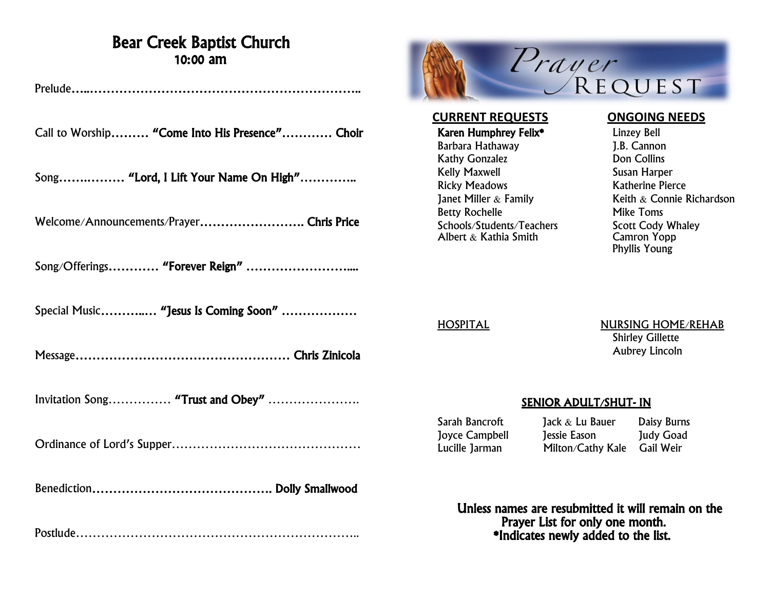# Bear Creek Baptist Church

## 10:00 am

Prelude…..……………………………………………………..

Call to Worship……… **"Come Into His Presence"**………… **Choir**

Song……..……… **"Lord, I Lift Your Name On High"**…………..

Welcome/Announcements/Prayer…………………….. **Chris Price**

Song/Offerings………… **"Forever Reign"** ………………………....

Special Music………..… **"Jesus Is Coming Soon"** ………………

Message…………………………………………… **Chris Zinicola**

Invitation Song…………… **"Trust and Obey"** ………………….

Ordinance of Lord's Supper………………………………………

Benediction……………………………………. **Dolly Smallwood**

Postlude…………………………………………………………..

# Prayer Request

**CURRENT REQUESTS**

**Karen Humphrey Felix***
Barbara Hathaway
Kathy Gonzalez
Kelly Maxwell
Ricky Meadows
Janet Miller & Family
Betty Rochelle
Schools/Students/Teachers
Albert & Kathia Smith

**ONGOING NEEDS**

Linzey Bell
J.B. Cannon
Don Collins
Susan Harper
Katherine Pierce
Keith & Connie Richardson
Mike Toms
Scott Cody Whaley
Camron Yopp
Phyllis Young

HOSPITAL

NURSING HOME/REHAB

Shirley Gillette
Aubrey Lincoln

**SENIOR ADULT/SHUT- IN**

| | | |
|---|---|---|
| Sarah Bancroft | Jack & Lu Bauer | Daisy Burns |
| Joyce Campbell | Jessie Eason | Judy Goad |
| Lucille Jarman | Milton/Cathy Kale | Gail Weir |

**Unless names are resubmitted it will remain on the Prayer List for only one month.**
***Indicates newly added to the list.**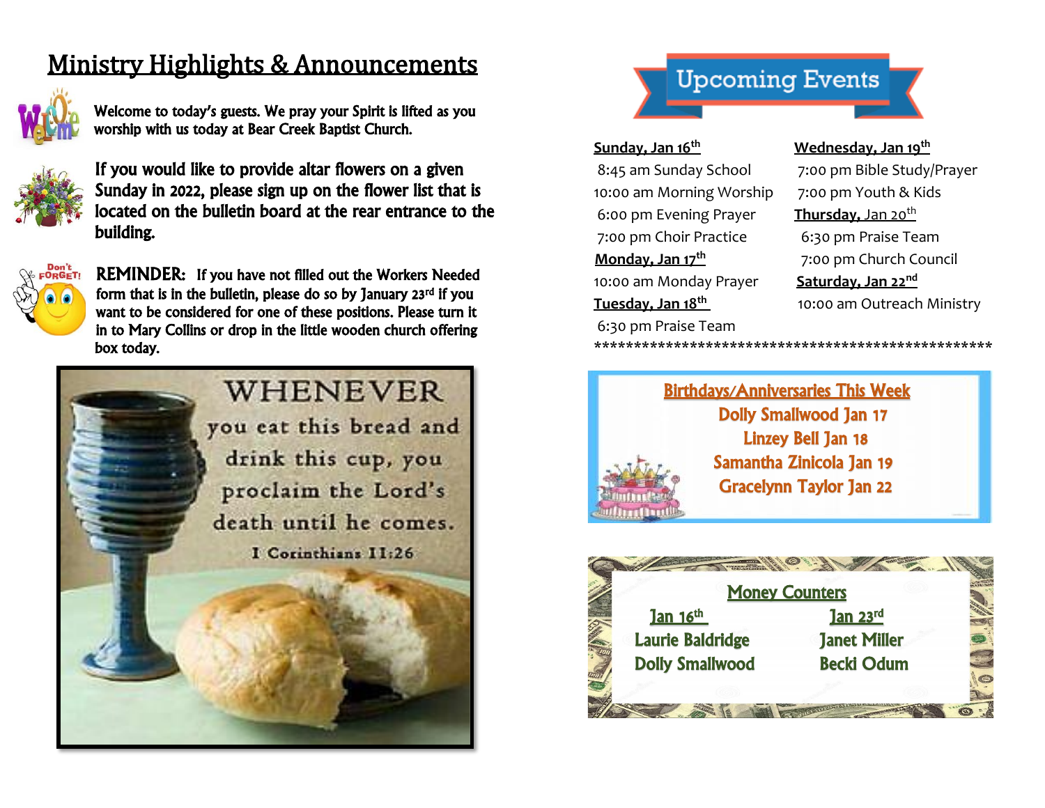# Ministry Highlights & Announcements

Welcome to today's guests. We pray your Spirit is lifted as you worship with us today at Bear Creek Baptist Church.

If you would like to provide altar flowers on a given Sunday in 2022, please sign up on the flower list that is located on the bulletin board at the rear entrance to the building.

**REMINDER:** If you have not filled out the Workers Needed form that is in the bulletin, please do so by January 23rd if you want to be considered for one of these positions. Please turn it in to Mary Collins or drop in the little wooden church offering box today.

WHENEVER you eat this bread and drink this cup, you proclaim the Lord's death until he comes.
I Corinthians 11:26

# Upcoming Events

**Sunday, Jan 16th**
8:45 am Sunday School
10:00 am Morning Worship
6:00 pm Evening Prayer
7:00 pm Choir Practice

**Monday, Jan 17th**
10:00 am Monday Prayer

**Tuesday, Jan 18th**
6:30 pm Praise Team

**Wednesday, Jan 19th**
7:00 pm Bible Study/Prayer
7:00 pm Youth & Kids

**Thursday, Jan 20th**
6:30 pm Praise Team
7:00 pm Church Council

**Saturday, Jan 22nd**
10:00 am Outreach Ministry

**************************************************

## Birthdays/Anniversaries This Week

Dolly Smallwood Jan 17
Linzey Bell Jan 18
Samantha Zinicola Jan 19
Gracelynn Taylor Jan 22

## Money Counters

| Jan 16th | Jan 23rd |
|---|---|
| Laurie Baldridge | Janet Miller |
| Dolly Smallwood | Becki Odum |